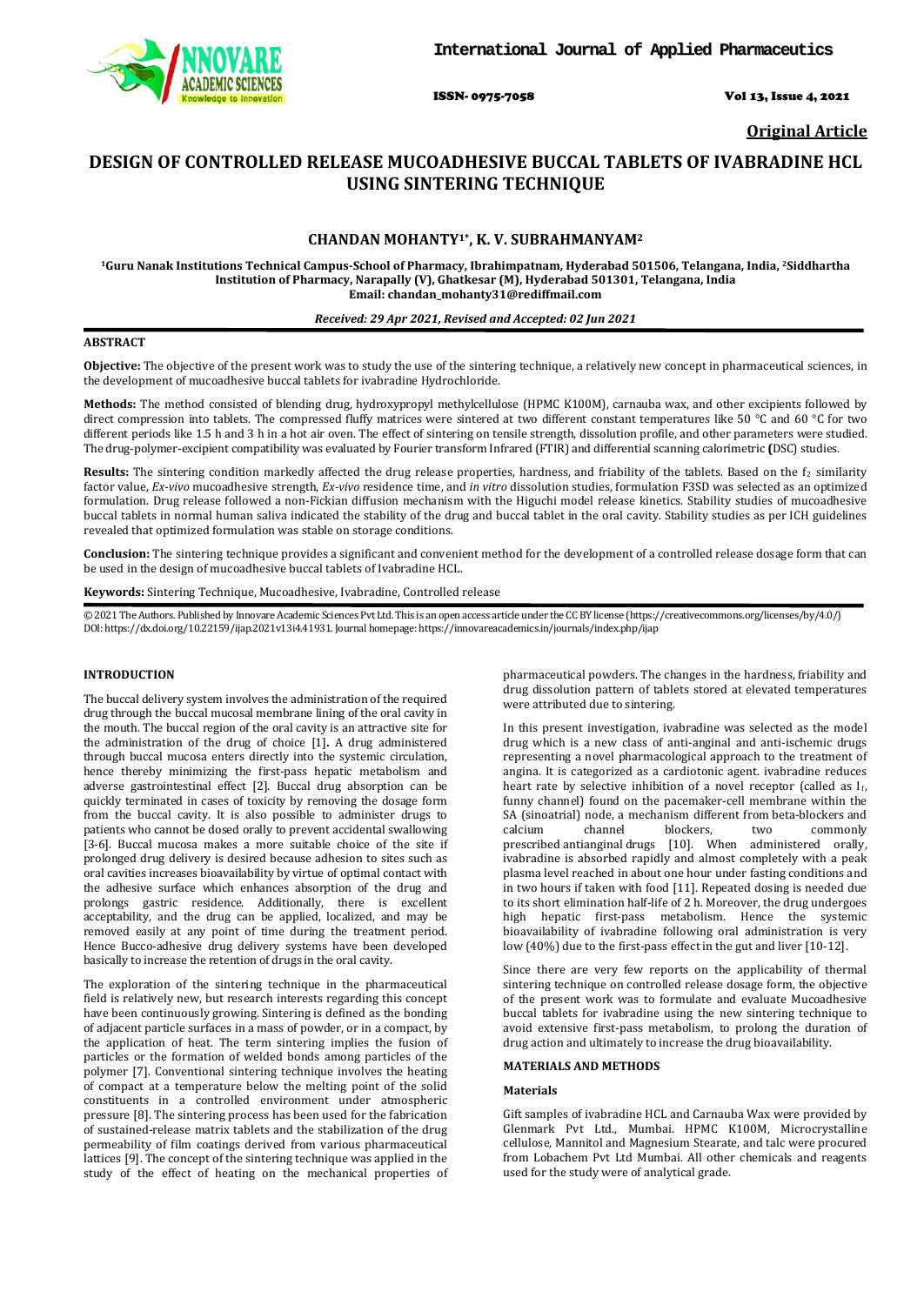Original Article

# DESIGN OF CONTROLLED RELEASE MUCOADHESIVE BUCCAL TABLETS OF IVABRADINE HCL USING SINTERING TECHNIQUE

**CHANDAN MOHANTY[1*], K. V. SUBRAHMANYAM[2]**

[1]Guru Nanak Institutions Technical Campus-School of Pharmacy, Ibrahimpatnam, Hyderabad 501506, Telangana, India, [2]Siddhartha Institution of Pharmacy, Narapally (V), Ghatkesar (M), Hyderabad 501301, Telangana, India
Email: chandan_mohanty31@rediffmail.com

*Received: 29 Apr 2021, Revised and Accepted: 02 Jun 2021*

## ABSTRACT

**Objective:** The objective of the present work was to study the use of the sintering technique, a relatively new concept in pharmaceutical sciences, in the development of mucoadhesive buccal tablets for ivabradine Hydrochloride.

**Methods:** The method consisted of blending drug, hydroxypropyl methylcellulose (HPMC K100M), carnauba wax, and other excipients followed by direct compression into tablets. The compressed fluffy matrices were sintered at two different constant temperatures like 50 °C and 60 °C for two different periods like 1.5 h and 3 h in a hot air oven. The effect of sintering on tensile strength, dissolution profile, and other parameters were studied. The drug-polymer-excipient compatibility was evaluated by Fourier transform Infrared (FTIR) and differential scanning calorimetric **(**DSC) studies.

**Results:** The sintering condition markedly affected the drug release properties, hardness, and friability of the tablets. Based on the $f_2$ similarity factor value, *Ex-vivo* mucoadhesive strength, *Ex-vivo* residence time, and *in vitro* dissolution studies, formulation F3SD was selected as an optimized formulation. Drug release followed a non-Fickian diffusion mechanism with the Higuchi model release kinetics. Stability studies of mucoadhesive buccal tablets in normal human saliva indicated the stability of the drug and buccal tablet in the oral cavity. Stability studies as per ICH guidelines revealed that optimized formulation was stable on storage conditions.

**Conclusion:** The sintering technique provides a significant and convenient method for the development of a controlled release dosage form that can be used in the design of mucoadhesive buccal tablets of Ivabradine HCL.

**Keywords:** Sintering Technique, Mucoadhesive, Ivabradine, Controlled release

© 2021 The Authors. Published by Innovare Academic Sciences Pvt Ltd. This is an open access article under the CC BY license (https://creativecommons.org/licenses/by/4.0/)
DOI: https://dx.doi.org/10.22159/ijap.2021v13i4.41931. Journal homepage: https://innovareacademics.in/journals/index.php/ijap

## INTRODUCTION

The buccal delivery system involves the administration of the required drug through the buccal mucosal membrane lining of the oral cavity in the mouth. The buccal region of the oral cavity is an attractive site for the administration of the drug of choice [1]**.** A drug administered through buccal mucosa enters directly into the systemic circulation, hence thereby minimizing the first-pass hepatic metabolism and adverse gastrointestinal effect [2]. Buccal drug absorption can be quickly terminated in cases of toxicity by removing the dosage form from the buccal cavity. It is also possible to administer drugs to patients who cannot be dosed orally to prevent accidental swallowing [3-6]. Buccal mucosa makes a more suitable choice of the site if prolonged drug delivery is desired because adhesion to sites such as oral cavities increases bioavailability by virtue of optimal contact with the adhesive surface which enhances absorption of the drug and prolongs gastric residence. Additionally, there is excellent acceptability, and the drug can be applied, localized, and may be removed easily at any point of time during the treatment period. Hence Bucco-adhesive drug delivery systems have been developed basically to increase the retention of drugs in the oral cavity.

The exploration of the sintering technique in the pharmaceutical field is relatively new, but research interests regarding this concept have been continuously growing. Sintering is defined as the bonding of adjacent particle surfaces in a mass of powder, or in a compact, by the application of heat. The term sintering implies the fusion of particles or the formation of welded bonds among particles of the polymer [7]. Conventional sintering technique involves the heating of compact at a temperature below the melting point of the solid constituents in a controlled environment under atmospheric pressure [8]. The sintering process has been used for the fabrication of sustained-release matrix tablets and the stabilization of the drug permeability of film coatings derived from various pharmaceutical lattices [9]. The concept of the sintering technique was applied in the study of the effect of heating on the mechanical properties of pharmaceutical powders. The changes in the hardness, friability and drug dissolution pattern of tablets stored at elevated temperatures were attributed due to sintering.

In this present investigation, ivabradine was selected as the model drug which is a new class of anti-anginal and anti-ischemic drugs representing a novel pharmacological approach to the treatment of angina. It is categorized as a cardiotonic agent. ivabradine reduces heart rate by selective inhibition of a novel receptor (called as $I_f$, funny channel) found on the pacemaker-cell membrane within the SA (sinoatrial) node, a mechanism different from beta-blockers and calcium channel blockers, two commonly prescribed antianginal drugs [10]. When administered orally, ivabradine is absorbed rapidly and almost completely with a peak plasma level reached in about one hour under fasting conditions and in two hours if taken with food [11]. Repeated dosing is needed due to its short elimination half-life of 2 h. Moreover, the drug undergoes high hepatic first-pass metabolism. Hence the systemic bioavailability of ivabradine following oral administration is very low (40%) due to the first-pass effect in the gut and liver [10-12].

Since there are very few reports on the applicability of thermal sintering technique on controlled release dosage form, the objective of the present work was to formulate and evaluate Mucoadhesive buccal tablets for ivabradine using the new sintering technique to avoid extensive first-pass metabolism, to prolong the duration of drug action and ultimately to increase the drug bioavailability.

## MATERIALS AND METHODS

### Materials

Gift samples of ivabradine HCL and Carnauba Wax were provided by Glenmark Pvt Ltd., Mumbai. HPMC K100M, Microcrystalline cellulose, Mannitol and Magnesium Stearate, and talc were procured from Lobachem Pvt Ltd Mumbai. All other chemicals and reagents used for the study were of analytical grade.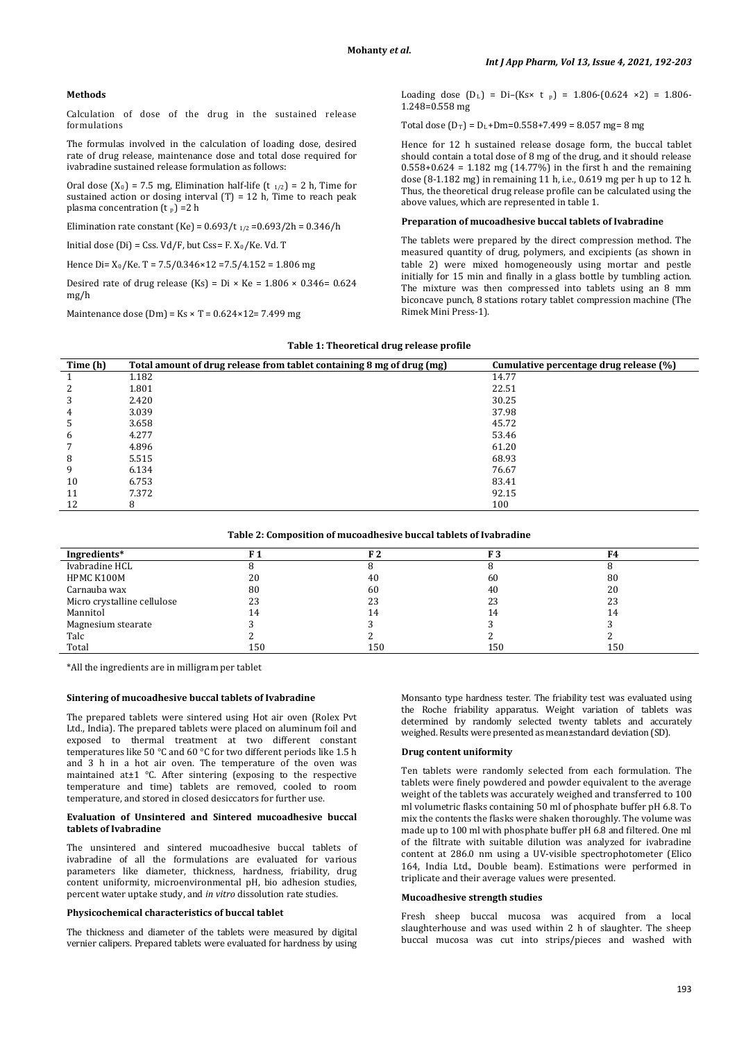### Methods

Calculation of dose of the drug in the sustained release formulations

The formulas involved in the calculation of loading dose, desired rate of drug release, maintenance dose and total dose required for ivabradine sustained release formulation as follows:

Oral dose ($X_0$) = 7.5 mg, Elimination half-life ($t_{1/2}$) = 2 h, Time for sustained action or dosing interval (T) = 12 h, Time to reach peak plasma concentration ($t_P$) =2 h

Elimination rate constant (Ke) = $0.693/t_{1/2}$ =0.693/2h = 0.346/h

Initial dose (Di) = Css. Vd/F, but Css= F. $X_0$/Ke. Vd. T

Hence Di= $X_0$/Ke. T = 7.5/0.346×12 =7.5/4.152 = 1.806 mg

Desired rate of drug release (Ks) = Di × Ke = 1.806 × 0.346= 0.624 mg/h

Maintenance dose (Dm) = Ks × T = 0.624×12= 7.499 mg

Loading dose ($D_L$) = Di–(Ks× $t_P$) = 1.806-(0.624 ×2) = 1.806-1.248=0.558 mg

Total dose ($D_T$) = $D_L$+Dm=0.558+7.499 = 8.057 mg= 8 mg

Hence for 12 h sustained release dosage form, the buccal tablet should contain a total dose of 8 mg of the drug, and it should release 0.558+0.624 = 1.182 mg (14.77%) in the first h and the remaining dose (8-1.182 mg) in remaining 11 h, i.e., 0.619 mg per h up to 12 h. Thus, the theoretical drug release profile can be calculated using the above values, which are represented in table 1.

### Preparation of mucoadhesive buccal tablets of Ivabradine

The tablets were prepared by the direct compression method. The measured quantity of drug, polymers, and excipients (as shown in table 2) were mixed homogeneously using mortar and pestle initially for 15 min and finally in a glass bottle by tumbling action. The mixture was then compressed into tablets using an 8 mm biconcave punch, 8 stations rotary tablet compression machine (The Rimek Mini Press-1).

**Table 1: Theoretical drug release profile**

| Time (h) | Total amount of drug release from tablet containing 8 mg of drug (mg) | Cumulative percentage drug release (%) |
|---|---|---|
| 1 | 1.182 | 14.77 |
| 2 | 1.801 | 22.51 |
| 3 | 2.420 | 30.25 |
| 4 | 3.039 | 37.98 |
| 5 | 3.658 | 45.72 |
| 6 | 4.277 | 53.46 |
| 7 | 4.896 | 61.20 |
| 8 | 5.515 | 68.93 |
| 9 | 6.134 | 76.67 |
| 10 | 6.753 | 83.41 |
| 11 | 7.372 | 92.15 |
| 12 | 8 | 100 |

**Table 2: Composition of mucoadhesive buccal tablets of Ivabradine**

| Ingredients* | F 1 | F 2 | F 3 | F4 |
|---|---|---|---|---|
| Ivabradine HCL | 8 | 8 | 8 | 8 |
| HPMC K100M | 20 | 40 | 60 | 80 |
| Carnauba wax | 80 | 60 | 40 | 20 |
| Micro crystalline cellulose | 23 | 23 | 23 | 23 |
| Mannitol | 14 | 14 | 14 | 14 |
| Magnesium stearate | 3 | 3 | 3 | 3 |
| Talc | 2 | 2 | 2 | 2 |
| Total | 150 | 150 | 150 | 150 |

*All the ingredients are in milligram per tablet

### Sintering of mucoadhesive buccal tablets of Ivabradine

The prepared tablets were sintered using Hot air oven (Rolex Pvt Ltd., India). The prepared tablets were placed on aluminum foil and exposed to thermal treatment at two different constant temperatures like 50 °C and 60 °C for two different periods like 1.5 h and 3 h in a hot air oven. The temperature of the oven was maintained at±1 °C. After sintering (exposing to the respective temperature and time) tablets are removed, cooled to room temperature, and stored in closed desiccators for further use.

### Evaluation of Unsintered and Sintered mucoadhesive buccal tablets of Ivabradine

The unsintered and sintered mucoadhesive buccal tablets of ivabradine of all the formulations are evaluated for various parameters like diameter, thickness, hardness, friability, drug content uniformity, microenvironmental pH, bio adhesion studies, percent water uptake study, and *in vitro* dissolution rate studies.

### Physicochemical characteristics of buccal tablet

The thickness and diameter of the tablets were measured by digital vernier calipers. Prepared tablets were evaluated for hardness by using Monsanto type hardness tester. The friability test was evaluated using the Roche friability apparatus. Weight variation of tablets was determined by randomly selected twenty tablets and accurately weighed. Results were presented as mean±standard deviation (SD).

### Drug content uniformity

Ten tablets were randomly selected from each formulation. The tablets were finely powdered and powder equivalent to the average weight of the tablets was accurately weighed and transferred to 100 ml volumetric flasks containing 50 ml of phosphate buffer pH 6.8. To mix the contents the flasks were shaken thoroughly. The volume was made up to 100 ml with phosphate buffer pH 6.8 and filtered. One ml of the filtrate with suitable dilution was analyzed for ivabradine content at 286.0 nm using a UV-visible spectrophotometer (Elico 164, India Ltd., Double beam). Estimations were performed in triplicate and their average values were presented.

### Mucoadhesive strength studies

Fresh sheep buccal mucosa was acquired from a local slaughterhouse and was used within 2 h of slaughter. The sheep buccal mucosa was cut into strips/pieces and washed with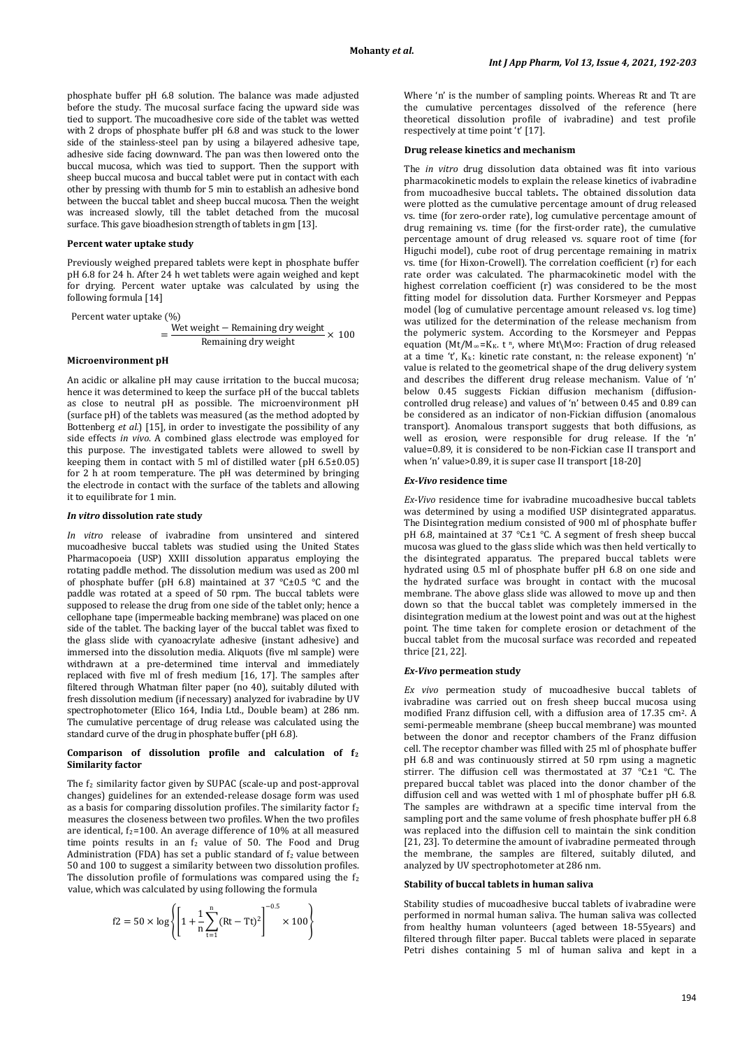phosphate buffer pH 6.8 solution. The balance was made adjusted before the study. The mucosal surface facing the upward side was tied to support. The mucoadhesive core side of the tablet was wetted with 2 drops of phosphate buffer pH 6.8 and was stuck to the lower side of the stainless-steel pan by using a bilayered adhesive tape, adhesive side facing downward. The pan was then lowered onto the buccal mucosa, which was tied to support. Then the support with sheep buccal mucosa and buccal tablet were put in contact with each other by pressing with thumb for 5 min to establish an adhesive bond between the buccal tablet and sheep buccal mucosa. Then the weight was increased slowly, till the tablet detached from the mucosal surface. This gave bioadhesion strength of tablets in gm [13].

**Percent water uptake study**

Previously weighed prepared tablets were kept in phosphate buffer pH 6.8 for 24 h. After 24 h wet tablets were again weighed and kept for drying. Percent water uptake was calculated by using the following formula [14]

$$\text{Percent water uptake (\%)} = \frac{\text{Wet weight} - \text{Remaining dry weight}}{\text{Remaining dry weight}} \times 100$$

**Microenvironment pH**

An acidic or alkaline pH may cause irritation to the buccal mucosa; hence it was determined to keep the surface pH of the buccal tablets as close to neutral pH as possible. The microenvironment pH (surface pH) of the tablets was measured (as the method adopted by Bottenberg *et al.*) [15], in order to investigate the possibility of any side effects *in vivo*. A combined glass electrode was employed for this purpose. The investigated tablets were allowed to swell by keeping them in contact with 5 ml of distilled water (pH 6.5±0.05) for 2 h at room temperature. The pH was determined by bringing the electrode in contact with the surface of the tablets and allowing it to equilibrate for 1 min.

***In vitro* dissolution rate study**

*In vitro* release of ivabradine from unsintered and sintered mucoadhesive buccal tablets was studied using the United States Pharmacopoeia (USP) XXIII dissolution apparatus employing the rotating paddle method. The dissolution medium was used as 200 ml of phosphate buffer (pH 6.8) maintained at 37 °C±0.5 °C and the paddle was rotated at a speed of 50 rpm. The buccal tablets were supposed to release the drug from one side of the tablet only; hence a cellophane tape (impermeable backing membrane) was placed on one side of the tablet. The backing layer of the buccal tablet was fixed to the glass slide with cyanoacrylate adhesive (instant adhesive) and immersed into the dissolution media. Aliquots (five ml sample) were withdrawn at a pre-determined time interval and immediately replaced with five ml of fresh medium [16, 17]. The samples after filtered through Whatman filter paper (no 40), suitably diluted with fresh dissolution medium (if necessary) analyzed for ivabradine by UV spectrophotometer (Elico 164, India Ltd., Double beam) at 286 nm. The cumulative percentage of drug release was calculated using the standard curve of the drug in phosphate buffer (pH 6.8).

**Comparison of dissolution profile and calculation of $f_2$ Similarity factor**

The $f_2$ similarity factor given by SUPAC (scale-up and post-approval changes) guidelines for an extended-release dosage form was used as a basis for comparing dissolution profiles. The similarity factor $f_2$ measures the closeness between two profiles. When the two profiles are identical, $f_2$=100. An average difference of 10% at all measured time points results in an $f_2$ value of 50. The Food and Drug Administration (FDA) has set a public standard of $f_2$ value between 50 and 100 to suggest a similarity between two dissolution profiles. The dissolution profile of formulations was compared using the $f_2$ value, which was calculated by using following the formula

$$f2 = 50 \times \log\left\{\left[1 + \frac{1}{n}\sum_{t=1}^{n}(\mathrm{Rt} - \mathrm{Tt})^2\right]^{-0.5} \times 100\right\}$$

Where 'n' is the number of sampling points. Whereas Rt and Tt are the cumulative percentages dissolved of the reference (here theoretical dissolution profile of ivabradine) and test profile respectively at time point 't' [17].

**Drug release kinetics and mechanism**

The *in vitro* drug dissolution data obtained was fit into various pharmacokinetic models to explain the release kinetics of ivabradine from mucoadhesive buccal tablets**.** The obtained dissolution data were plotted as the cumulative percentage amount of drug released vs. time (for zero-order rate), log cumulative percentage amount of drug remaining vs. time (for the first-order rate), the cumulative percentage amount of drug released vs. square root of time (for Higuchi model), cube root of drug percentage remaining in matrix vs. time (for Hixon-Crowell). The correlation coefficient (r) for each rate order was calculated. The pharmacokinetic model with the highest correlation coefficient (r) was considered to be the most fitting model for dissolution data. Further Korsmeyer and Peppas model (log of cumulative percentage amount released vs. log time) was utilized for the determination of the release mechanism from the polymeric system. According to the Korsmeyer and Peppas equation ($M_t/M_\infty = K_K \cdot t^n$, where $M_t/M_\infty$: Fraction of drug released at a time 't', $K_k$: kinetic rate constant, n: the release exponent) 'n' value is related to the geometrical shape of the drug delivery system and describes the different drug release mechanism. Value of 'n' below 0.45 suggests Fickian diffusion mechanism (diffusion-controlled drug release) and values of 'n' between 0.45 and 0.89 can be considered as an indicator of non-Fickian diffusion (anomalous transport). Anomalous transport suggests that both diffusions, as well as erosion, were responsible for drug release. If the 'n' value=0.89, it is considered to be non-Fickian case II transport and when 'n' value>0.89, it is super case II transport [18-20]

***Ex-Vivo* residence time**

*Ex-Vivo* residence time for ivabradine mucoadhesive buccal tablets was determined by using a modified USP disintegrated apparatus. The Disintegration medium consisted of 900 ml of phosphate buffer pH 6.8, maintained at 37 °C. A segment of fresh sheep buccal mucosa was glued to the glass slide which was then held vertically to the disintegrated apparatus. The prepared buccal tablets were hydrated using 0.5 ml of phosphate buffer pH 6.8 on one side and the hydrated surface was brought in contact with the mucosal membrane. The above glass slide was allowed to move up and then down so that the buccal tablet was completely immersed in the disintegration medium at the lowest point and was out at the highest point. The time taken for complete erosion or detachment of the buccal tablet from the mucosal surface was recorded and repeated thrice [21, 22].

***Ex-Vivo* permeation study**

*Ex vivo* permeation study of mucoadhesive buccal tablets of ivabradine was carried out on fresh sheep buccal mucosa using modified Franz diffusion cell, with a diffusion area of 17.35 $cm^2$. A semi-permeable membrane (sheep buccal membrane) was mounted between the donor and receptor chambers of the Franz diffusion cell. The receptor chamber was filled with 25 ml of phosphate buffer pH 6.8 and was continuously stirred at 50 rpm using a magnetic stirrer. The diffusion cell was thermostated at 37 °C±1 °C. The prepared buccal tablet was placed into the donor chamber of the diffusion cell and was wetted with 1 ml of phosphate buffer pH 6.8. The samples are withdrawn at a specific time interval from the sampling port and the same volume of fresh phosphate buffer pH 6.8 was replaced into the diffusion cell to maintain the sink condition [21, 23]. To determine the amount of ivabradine permeated through the membrane, the samples are filtered, suitably diluted, and analyzed by UV spectrophotometer at 286 nm.

**Stability of buccal tablets in human saliva**

Stability studies of mucoadhesive buccal tablets of ivabradine were performed in normal human saliva. The human saliva was collected from healthy human volunteers (aged between 18-55years) and filtered through filter paper. Buccal tablets were placed in separate Petri dishes containing 5 ml of human saliva and kept in a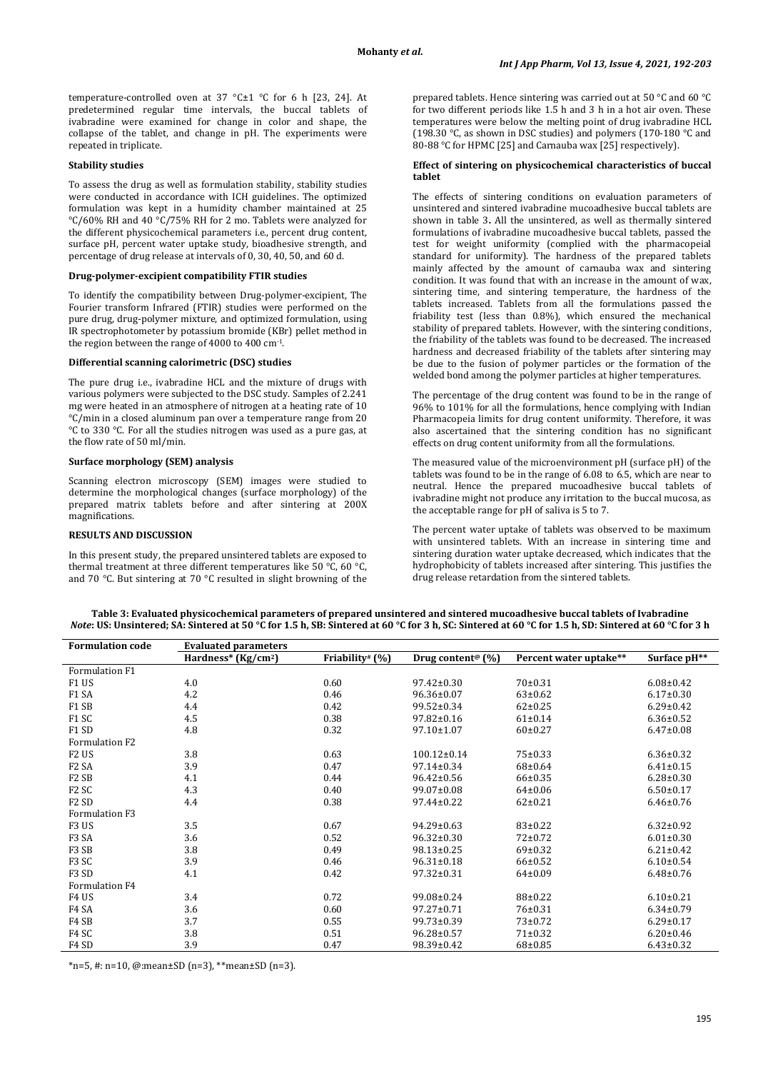temperature-controlled oven at 37 °C±1 °C for 6 h [23, 24]. At predetermined regular time intervals, the buccal tablets of ivabradine were examined for change in color and shape, the collapse of the tablet, and change in pH. The experiments were repeated in triplicate.

### Stability studies

To assess the drug as well as formulation stability, stability studies were conducted in accordance with ICH guidelines. The optimized formulation was kept in a humidity chamber maintained at 25 °C/60% RH and 40 °C/75% RH for 2 mo. Tablets were analyzed for the different physicochemical parameters i.e., percent drug content, surface pH, percent water uptake study, bioadhesive strength, and percentage of drug release at intervals of 0, 30, 40, 50, and 60 d.

### Drug-polymer-excipient compatibility FTIR studies

To identify the compatibility between Drug-polymer-excipient, The Fourier transform Infrared (FTIR) studies were performed on the pure drug, drug-polymer mixture, and optimized formulation, using IR spectrophotometer by potassium bromide (KBr) pellet method in the region between the range of 4000 to 400 $cm^{-1}$.

### Differential scanning calorimetric (DSC) studies

The pure drug i.e., ivabradine HCL and the mixture of drugs with various polymers were subjected to the DSC study. Samples of 2.241 mg were heated in an atmosphere of nitrogen at a heating rate of 10 °C/min in a closed aluminum pan over a temperature range from 20 °C to 330 °C. For all the studies nitrogen was used as a pure gas, at the flow rate of 50 ml/min.

### Surface morphology (SEM) analysis

Scanning electron microscopy (SEM) images were studied to determine the morphological changes (surface morphology) of the prepared matrix tablets before and after sintering at 200X magnifications.

## RESULTS AND DISCUSSION

In this present study, the prepared unsintered tablets are exposed to thermal treatment at three different temperatures like 50 °C, 60 °C, and 70 °C. But sintering at 70 °C resulted in slight browning of the prepared tablets. Hence sintering was carried out at 50 °C and 60 °C for two different periods like 1.5 h and 3 h in a hot air oven. These temperatures were below the melting point of drug ivabradine HCL (198.30 °C, as shown in DSC studies) and polymers (170-180 °C and 80-88 °C for HPMC [25] and Carnauba wax [25] respectively).

### Effect of sintering on physicochemical characteristics of buccal tablet

The effects of sintering conditions on evaluation parameters of unsintered and sintered ivabradine mucoadhesive buccal tablets are shown in table 3. All the unsintered, as well as thermally sintered formulations of ivabradine mucoadhesive buccal tablets, passed the test for weight uniformity (complied with the pharmacopeial standard for uniformity). The hardness of the prepared tablets mainly affected by the amount of carnauba wax and sintering condition. It was found that with an increase in the amount of wax, sintering time, and sintering temperature, the hardness of the tablets increased. Tablets from all the formulations passed the friability test (less than 0.8%), which ensured the mechanical stability of prepared tablets. However, with the sintering conditions, the friability of the tablets was found to be decreased. The increased hardness and decreased friability of the tablets after sintering may be due to the fusion of polymer particles or the formation of the welded bond among the polymer particles at higher temperatures.

The percentage of the drug content was found to be in the range of 96% to 101% for all the formulations, hence complying with Indian Pharmacopeia limits for drug content uniformity. Therefore, it was also ascertained that the sintering condition has no significant effects on drug content uniformity from all the formulations.

The measured value of the microenvironment pH (surface pH) of the tablets was found to be in the range of 6.08 to 6.5, which are near to neutral. Hence the prepared mucoadhesive buccal tablets of ivabradine might not produce any irritation to the buccal mucosa, as the acceptable range for pH of saliva is 5 to 7.

The percent water uptake of tablets was observed to be maximum with unsintered tablets. With an increase in sintering time and sintering duration water uptake decreased, which indicates that the hydrophobicity of tablets increased after sintering. This justifies the drug release retardation from the sintered tablets.

**Table 3: Evaluated physicochemical parameters of prepared unsintered and sintered mucoadhesive buccal tablets of Ivabradine**
***Note*: US: Unsintered; SA: Sintered at 50 °C for 1.5 h, SB: Sintered at 60 °C for 3 h, SC: Sintered at 60 °C for 1.5 h, SD: Sintered at 60 °C for 3 h**

| Formulation code | Evaluated parameters | | | | |
|---|---|---|---|---|---|
| | Hardness* ($Kg/cm^2$) | Friability# (%) | Drug content@ (%) | Percent water uptake** | Surface pH** |
| Formulation F1 | | | | | |
| F1 US | 4.0 | 0.60 | 97.42±0.30 | 70±0.31 | 6.08±0.42 |
| F1 SA | 4.2 | 0.46 | 96.36±0.07 | 63±0.62 | 6.17±0.30 |
| F1 SB | 4.4 | 0.42 | 99.52±0.34 | 62±0.25 | 6.29±0.42 |
| F1 SC | 4.5 | 0.38 | 97.82±0.16 | 61±0.14 | 6.36±0.52 |
| F1 SD | 4.8 | 0.32 | 97.10±1.07 | 60±0.27 | 6.47±0.08 |
| Formulation F2 | | | | | |
| F2 US | 3.8 | 0.63 | 100.12±0.14 | 75±0.33 | 6.36±0.32 |
| F2 SA | 3.9 | 0.47 | 97.14±0.34 | 68±0.64 | 6.41±0.15 |
| F2 SB | 4.1 | 0.44 | 96.42±0.56 | 66±0.35 | 6.28±0.30 |
| F2 SC | 4.3 | 0.40 | 99.07±0.08 | 64±0.06 | 6.50±0.17 |
| F2 SD | 4.4 | 0.38 | 97.44±0.22 | 62±0.21 | 6.46±0.76 |
| Formulation F3 | | | | | |
| F3 US | 3.5 | 0.67 | 94.29±0.63 | 83±0.22 | 6.32±0.92 |
| F3 SA | 3.6 | 0.52 | 96.32±0.30 | 72±0.72 | 6.01±0.30 |
| F3 SB | 3.8 | 0.49 | 98.13±0.25 | 69±0.32 | 6.21±0.42 |
| F3 SC | 3.9 | 0.46 | 96.31±0.18 | 66±0.52 | 6.10±0.54 |
| F3 SD | 4.1 | 0.42 | 97.32±0.31 | 64±0.09 | 6.48±0.76 |
| Formulation F4 | | | | | |
| F4 US | 3.4 | 0.72 | 99.08±0.24 | 88±0.22 | 6.10±0.21 |
| F4 SA | 3.6 | 0.60 | 97.27±0.71 | 76±0.31 | 6.34±0.79 |
| F4 SB | 3.7 | 0.55 | 99.73±0.39 | 73±0.72 | 6.29±0.17 |
| F4 SC | 3.8 | 0.51 | 96.28±0.57 | 71±0.32 | 6.20±0.46 |
| F4 SD | 3.9 | 0.47 | 98.39±0.42 | 68±0.85 | 6.43±0.32 |

*n=5, #: n=10, @:mean±SD (n=3), **mean±SD (n=3).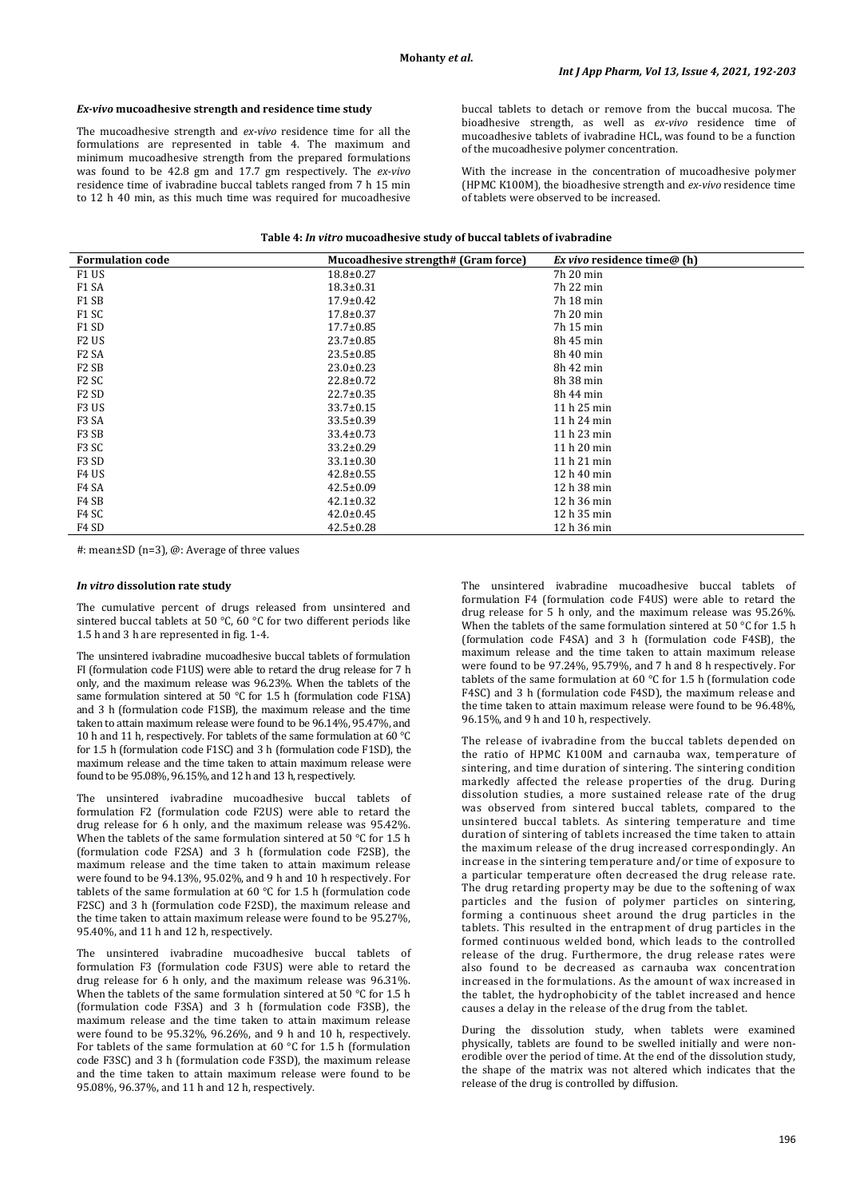### *Ex-vivo* mucoadhesive strength and residence time study

The mucoadhesive strength and *ex-vivo* residence time for all the formulations are represented in table 4. The maximum and minimum mucoadhesive strength from the prepared formulations was found to be 42.8 gm and 17.7 gm respectively. The *ex-vivo* residence time of ivabradine buccal tablets ranged from 7 h 15 min to 12 h 40 min, as this much time was required for mucoadhesive buccal tablets to detach or remove from the buccal mucosa. The bioadhesive strength, as well as *ex-vivo* residence time of mucoadhesive tablets of ivabradine HCL, was found to be a function of the mucoadhesive polymer concentration.

With the increase in the concentration of mucoadhesive polymer (HPMC K100M), the bioadhesive strength and *ex-vivo* residence time of tablets were observed to be increased.

**Table 4: *In vitro* mucoadhesive study of buccal tablets of ivabradine**

| Formulation code | Mucoadhesive strength# (Gram force) | *Ex vivo* residence time@ (h) |
|---|---|---|
| F1 US | 18.8±0.27 | 7h 20 min |
| F1 SA | 18.3±0.31 | 7h 22 min |
| F1 SB | 17.9±0.42 | 7h 18 min |
| F1 SC | 17.8±0.37 | 7h 20 min |
| F1 SD | 17.7±0.85 | 7h 15 min |
| F2 US | 23.7±0.85 | 8h 45 min |
| F2 SA | 23.5±0.85 | 8h 40 min |
| F2 SB | 23.0±0.23 | 8h 42 min |
| F2 SC | 22.8±0.72 | 8h 38 min |
| F2 SD | 22.7±0.35 | 8h 44 min |
| F3 US | 33.7±0.15 | 11 h 25 min |
| F3 SA | 33.5±0.39 | 11 h 24 min |
| F3 SB | 33.4±0.73 | 11 h 23 min |
| F3 SC | 33.2±0.29 | 11 h 20 min |
| F3 SD | 33.1±0.30 | 11 h 21 min |
| F4 US | 42.8±0.55 | 12 h 40 min |
| F4 SA | 42.5±0.09 | 12 h 38 min |
| F4 SB | 42.1±0.32 | 12 h 36 min |
| F4 SC | 42.0±0.45 | 12 h 35 min |
| F4 SD | 42.5±0.28 | 12 h 36 min |

#: mean±SD (n=3), @: Average of three values

### *In vitro* dissolution rate study

The cumulative percent of drugs released from unsintered and sintered buccal tablets at 50 °C, 60 °C for two different periods like 1.5 h and 3 h are represented in fig. 1-4.

The unsintered ivabradine mucoadhesive buccal tablets of formulation FI (formulation code F1US) were able to retard the drug release for 7 h only, and the maximum release was 96.23%. When the tablets of the same formulation sintered at 50 °C for 1.5 h (formulation code F1SA) and 3 h (formulation code F1SB), the maximum release and the time taken to attain maximum release were found to be 96.14%, 95.47%, and 10 h and 11 h, respectively. For tablets of the same formulation at 60 °C for 1.5 h (formulation code F1SC) and 3 h (formulation code F1SD), the maximum release and the time taken to attain maximum release were found to be 95.08%, 96.15%, and 12 h and 13 h, respectively.

The unsintered ivabradine mucoadhesive buccal tablets of formulation F2 (formulation code F2US) were able to retard the drug release for 6 h only, and the maximum release was 95.42%. When the tablets of the same formulation sintered at 50 °C for 1.5 h (formulation code F2SA) and 3 h (formulation code F2SB), the maximum release and the time taken to attain maximum release were found to be 94.13%, 95.02%, and 9 h and 10 h respectively. For tablets of the same formulation at 60 °C for 1.5 h (formulation code F2SC) and 3 h (formulation code F2SD), the maximum release and the time taken to attain maximum release were found to be 95.27%, 95.40%, and 11 h and 12 h, respectively.

The unsintered ivabradine mucoadhesive buccal tablets of formulation F3 (formulation code F3US) were able to retard the drug release for 6 h only, and the maximum release was 96.31%. When the tablets of the same formulation sintered at 50 °C for 1.5 h (formulation code F3SA) and 3 h (formulation code F3SB), the maximum release and the time taken to attain maximum release were found to be 95.32%, 96.26%, and 9 h and 10 h, respectively. For tablets of the same formulation at 60 °C for 1.5 h (formulation code F3SC) and 3 h (formulation code F3SD), the maximum release and the time taken to attain maximum release were found to be 95.08%, 96.37%, and 11 h and 12 h, respectively.

The unsintered ivabradine mucoadhesive buccal tablets of formulation F4 (formulation code F4US) were able to retard the drug release for 5 h only, and the maximum release was 95.26%. When the tablets of the same formulation sintered at 50 °C for 1.5 h (formulation code F4SA) and 3 h (formulation code F4SB), the maximum release and the time taken to attain maximum release were found to be 97.24%, 95.79%, and 7 h and 8 h respectively. For tablets of the same formulation at 60 °C for 1.5 h (formulation code F4SC) and 3 h (formulation code F4SD), the maximum release and the time taken to attain maximum release were found to be 96.48%, 96.15%, and 9 h and 10 h, respectively.

The release of ivabradine from the buccal tablets depended on the ratio of HPMC K100M and carnauba wax, temperature of sintering, and time duration of sintering. The sintering condition markedly affected the release properties of the drug. During dissolution studies, a more sustained release rate of the drug was observed from sintered buccal tablets, compared to the unsintered buccal tablets. As sintering temperature and time duration of sintering of tablets increased the time taken to attain the maximum release of the drug increased correspondingly. An increase in the sintering temperature and/or time of exposure to a particular temperature often decreased the drug release rate. The drug retarding property may be due to the softening of wax particles and the fusion of polymer particles on sintering, forming a continuous sheet around the drug particles in the tablets. This resulted in the entrapment of drug particles in the formed continuous welded bond, which leads to the controlled release of the drug. Furthermore, the drug release rates were also found to be decreased as carnauba wax concentration increased in the formulations. As the amount of wax increased in the tablet, the hydrophobicity of the tablet increased and hence causes a delay in the release of the drug from the tablet.

During the dissolution study, when tablets were examined physically, tablets are found to be swelled initially and were non-erodible over the period of time. At the end of the dissolution study, the shape of the matrix was not altered which indicates that the release of the drug is controlled by diffusion.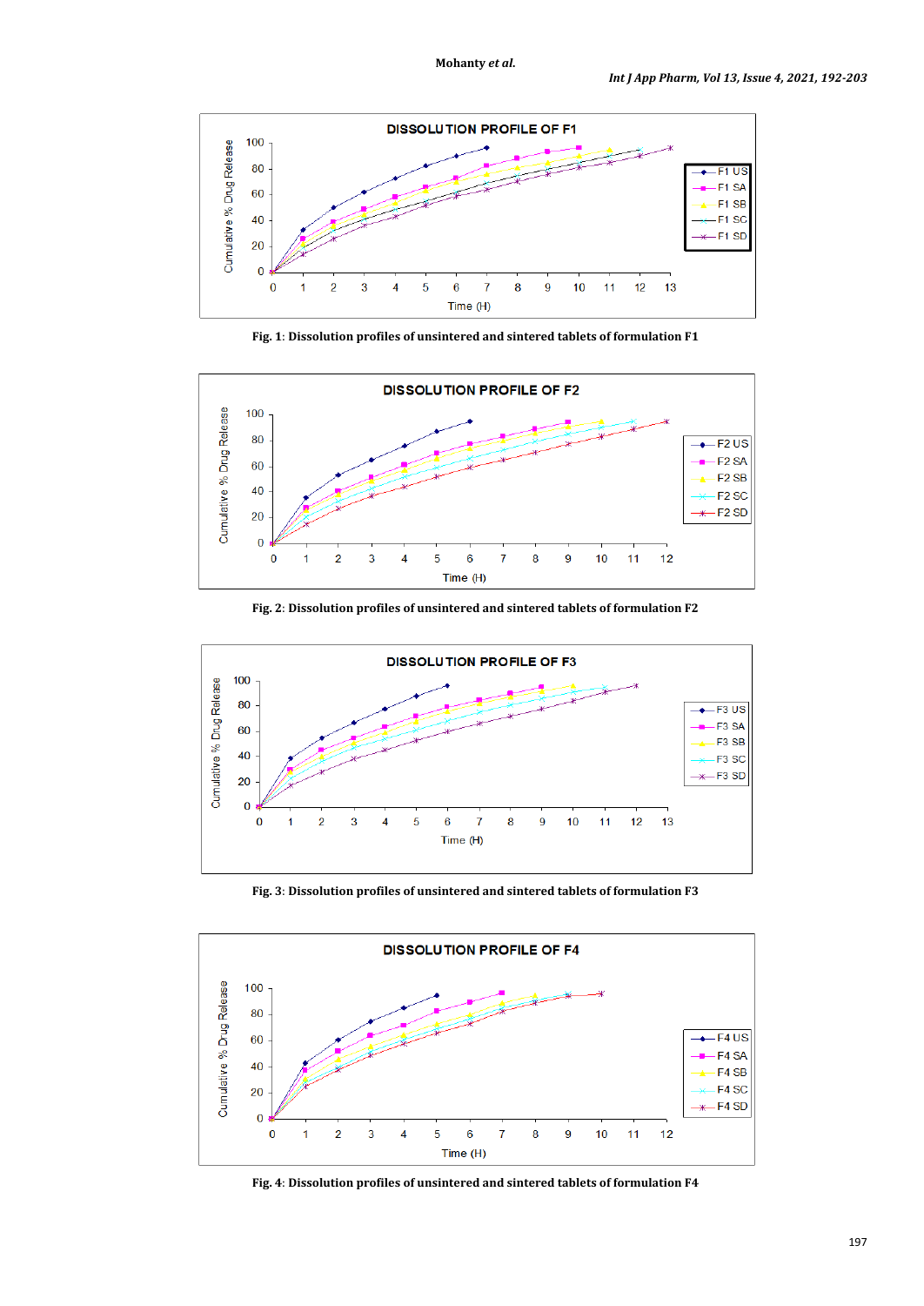Fig. 1: Dissolution profiles of unsintered and sintered tablets of formulation F1

Fig. 2: Dissolution profiles of unsintered and sintered tablets of formulation F2

Fig. 3: Dissolution profiles of unsintered and sintered tablets of formulation F3

Fig. 4: Dissolution profiles of unsintered and sintered tablets of formulation F4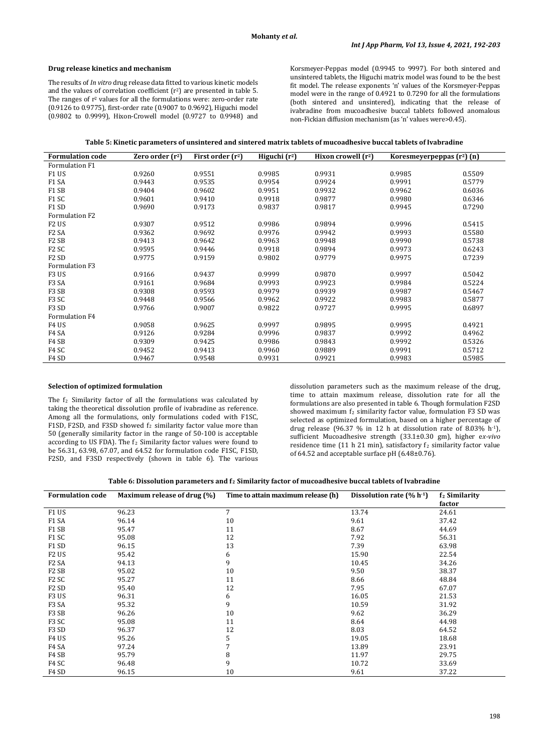### Drug release kinetics and mechanism

The results of *In vitro* drug release data fitted to various kinetic models and the values of correlation coefficient ($r^2$) are presented in table 5. The ranges of $r^2$ values for all the formulations were: zero-order rate (0.9126 to 0.9775), first-order rate (0.9007 to 0.9692), Higuchi model (0.9802 to 0.9999), Hixon-Crowell model (0.9727 to 0.9948) and Korsmeyer-Peppas model (0.9945 to 9997). For both sintered and unsintered tablets, the Higuchi matrix model was found to be the best fit model. The release exponents 'n' values of the Korsmeyer-Peppas model were in the range of 0.4921 to 0.7290 for all the formulations (both sintered and unsintered), indicating that the release of ivabradine from mucoadhesive buccal tablets followed anomalous non-Fickian diffusion mechanism (as 'n' values were>0.45).

**Table 5: Kinetic parameters of unsintered and sintered matrix tablets of mucoadhesive buccal tablets of Ivabradine**

| Formulation code | Zero order ($r^2$) | First order ($r^2$) | Higuchi ($r^2$) | Hixon crowell ($r^2$) | Koresmeyerpeppas ($r^2$) (n) | |
|---|---|---|---|---|---|---|
| Formulation F1 | | | | | | |
| F1 US | 0.9260 | 0.9551 | 0.9985 | 0.9931 | 0.9985 | 0.5509 |
| F1 SA | 0.9443 | 0.9535 | 0.9954 | 0.9924 | 0.9991 | 0.5779 |
| F1 SB | 0.9404 | 0.9602 | 0.9951 | 0.9932 | 0.9962 | 0.6036 |
| F1 SC | 0.9601 | 0.9410 | 0.9918 | 0.9877 | 0.9980 | 0.6346 |
| F1 SD | 0.9690 | 0.9173 | 0.9837 | 0.9817 | 0.9945 | 0.7290 |
| Formulation F2 | | | | | | |
| F2 US | 0.9307 | 0.9512 | 0.9986 | 0.9894 | 0.9996 | 0.5415 |
| F2 SA | 0.9362 | 0.9692 | 0.9976 | 0.9942 | 0.9993 | 0.5580 |
| F2 SB | 0.9413 | 0.9642 | 0.9963 | 0.9948 | 0.9990 | 0.5738 |
| F2 SC | 0.9595 | 0.9446 | 0.9918 | 0.9894 | 0.9973 | 0.6243 |
| F2 SD | 0.9775 | 0.9159 | 0.9802 | 0.9779 | 0.9975 | 0.7239 |
| Formulation F3 | | | | | | |
| F3 US | 0.9166 | 0.9437 | 0.9999 | 0.9870 | 0.9997 | 0.5042 |
| F3 SA | 0.9161 | 0.9684 | 0.9993 | 0.9923 | 0.9984 | 0.5224 |
| F3 SB | 0.9308 | 0.9593 | 0.9979 | 0.9939 | 0.9987 | 0.5467 |
| F3 SC | 0.9448 | 0.9566 | 0.9962 | 0.9922 | 0.9983 | 0.5877 |
| F3 SD | 0.9766 | 0.9007 | 0.9822 | 0.9727 | 0.9995 | 0.6897 |
| Formulation F4 | | | | | | |
| F4 US | 0.9058 | 0.9625 | 0.9997 | 0.9895 | 0.9995 | 0.4921 |
| F4 SA | 0.9126 | 0.9284 | 0.9996 | 0.9837 | 0.9992 | 0.4962 |
| F4 SB | 0.9309 | 0.9425 | 0.9986 | 0.9843 | 0.9992 | 0.5326 |
| F4 SC | 0.9452 | 0.9413 | 0.9960 | 0.9889 | 0.9991 | 0.5712 |
| F4 SD | 0.9467 | 0.9548 | 0.9931 | 0.9921 | 0.9983 | 0.5985 |

### Selection of optimized formulation

The $f_2$ Similarity factor of all the formulations was calculated by taking the theoretical dissolution profile of ivabradine as reference. Among all the formulations, only formulations coded with F1SC, F1SD, F2SD, and F3SD showed $f_2$ similarity factor value more than 50 (generally similarity factor in the range of 50-100 is acceptable according to US FDA). The $f_2$ Similarity factor values were found to be 56.31, 63.98, 67.07, and 64.52 for formulation code F1SC, F1SD, F2SD, and F3SD respectively (shown in table 6). The various dissolution parameters such as the maximum release of the drug, time to attain maximum release, dissolution rate for all the formulations are also presented in table 6. Though formulation F2SD showed maximum $f_2$ similarity factor value, formulation F3 SD was selected as optimized formulation, based on a higher percentage of drug release (96.37 % in 12 h at dissolution rate of 8.03% $h^{-1}$), sufficient Mucoadhesive strength (33.1±0.30 gm), higher *ex-vivo* residence time (11 h 21 min), satisfactory $f_2$ similarity factor value of 64.52 and acceptable surface pH (6.48±0.76).

**Table 6: Dissolution parameters and $f_2$ Similarity factor of mucoadhesive buccal tablets of Ivabradine**

| Formulation code | Maximum release of drug (%) | Time to attain maximum release (h) | Dissolution rate (% $h^{-1}$) | $f_2$ Similarity factor |
|---|---|---|---|---|
| F1 US | 96.23 | 7 | 13.74 | 24.61 |
| F1 SA | 96.14 | 10 | 9.61 | 37.42 |
| F1 SB | 95.47 | 11 | 8.67 | 44.69 |
| F1 SC | 95.08 | 12 | 7.92 | 56.31 |
| F1 SD | 96.15 | 13 | 7.39 | 63.98 |
| F2 US | 95.42 | 6 | 15.90 | 22.54 |
| F2 SA | 94.13 | 9 | 10.45 | 34.26 |
| F2 SB | 95.02 | 10 | 9.50 | 38.37 |
| F2 SC | 95.27 | 11 | 8.66 | 48.84 |
| F2 SD | 95.40 | 12 | 7.95 | 67.07 |
| F3 US | 96.31 | 6 | 16.05 | 21.53 |
| F3 SA | 95.32 | 9 | 10.59 | 31.92 |
| F3 SB | 96.26 | 10 | 9.62 | 36.29 |
| F3 SC | 95.08 | 11 | 8.64 | 44.98 |
| F3 SD | 96.37 | 12 | 8.03 | 64.52 |
| F4 US | 95.26 | 5 | 19.05 | 18.68 |
| F4 SA | 97.24 | 7 | 13.89 | 23.91 |
| F4 SB | 95.79 | 8 | 11.97 | 29.75 |
| F4 SC | 96.48 | 9 | 10.72 | 33.69 |
| F4 SD | 96.15 | 10 | 9.61 | 37.22 |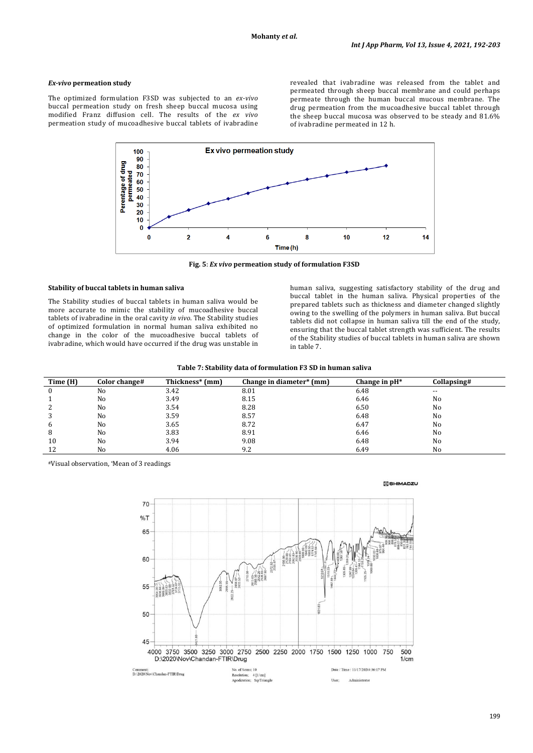### *Ex-vivo* permeation study

The optimized formulation F3SD was subjected to an *ex-vivo* buccal permeation study on fresh sheep buccal mucosa using modified Franz diffusion cell. The results of the *ex vivo* permeation study of mucoadhesive buccal tablets of ivabradine revealed that ivabradine was released from the tablet and permeated through sheep buccal membrane and could perhaps permeate through the human buccal mucous membrane. The drug permeation from the mucoadhesive buccal tablet through the sheep buccal mucosa was observed to be steady and 81.6% of ivabradine permeated in 12 h.

**Fig. 5**: ***Ex vivo*** **permeation study of formulation F3SD**

### Stability of buccal tablets in human saliva

The Stability studies of buccal tablets in human saliva would be more accurate to mimic the stability of mucoadhesive buccal tablets of ivabradine in the oral cavity *in vivo*. The Stability studies of optimized formulation in normal human saliva exhibited no change in the color of the mucoadhesive buccal tablets of ivabradine, which would have occurred if the drug was unstable in human saliva, suggesting satisfactory stability of the drug and buccal tablet in the human saliva. Physical properties of the prepared tablets such as thickness and diameter changed slightly owing to the swelling of the polymers in human saliva. But buccal tablets did not collapse in human saliva till the end of the study, ensuring that the buccal tablet strength was sufficient. The results of the Stability studies of buccal tablets in human saliva are shown in table 7.

**Table 7: Stability data of formulation F3 SD in human saliva**

| Time (H) | Color change# | Thickness* (mm) | Change in diameter* (mm) | Change in pH* | Collapsing# |
|---|---|---|---|---|---|
| 0 | No | 3.42 | 8.01 | 6.48 | -- |
| 1 | No | 3.49 | 8.15 | 6.46 | No |
| 2 | No | 3.54 | 8.28 | 6.50 | No |
| 3 | No | 3.59 | 8.57 | 6.48 | No |
| 6 | No | 3.65 | 8.72 | 6.47 | No |
| 8 | No | 3.83 | 8.91 | 6.46 | No |
| 10 | No | 3.94 | 9.08 | 6.48 | No |
| 12 | No | 4.06 | 9.2 | 6.49 | No |

#Visual observation, *Mean of 3 readings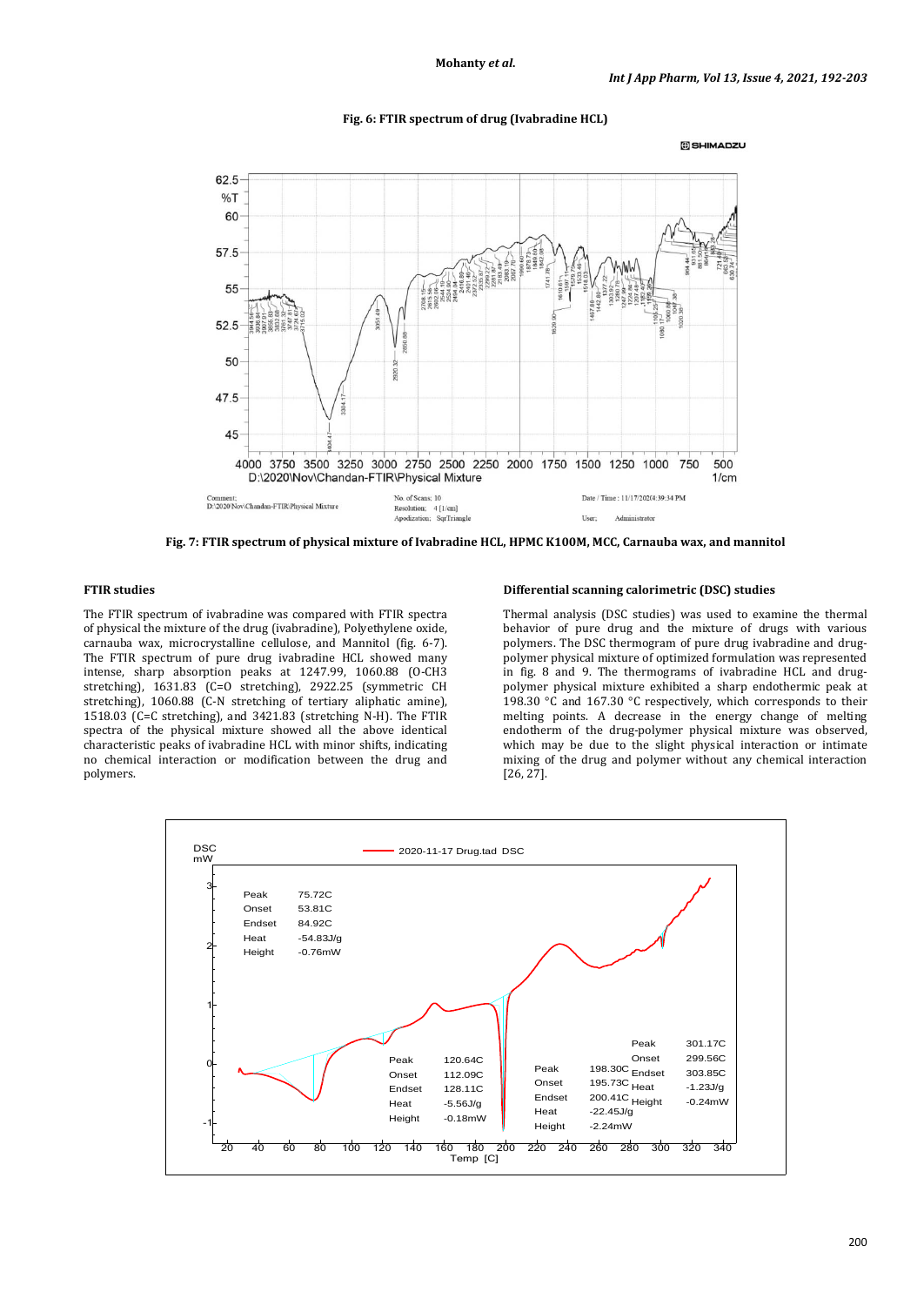Fig. 6: FTIR spectrum of drug (Ivabradine HCL)

Fig. 7: FTIR spectrum of physical mixture of Ivabradine HCL, HPMC K100M, MCC, Carnauba wax, and mannitol

### FTIR studies

The FTIR spectrum of ivabradine was compared with FTIR spectra of physical the mixture of the drug (ivabradine), Polyethylene oxide, carnauba wax, microcrystalline cellulose, and Mannitol (fig. 6-7). The FTIR spectrum of pure drug ivabradine HCL showed many intense, sharp absorption peaks at 1247.99, 1060.88 (O-CH3 stretching), 1631.83 (C=O stretching), 2922.25 (symmetric CH stretching), 1060.88 (C-N stretching of tertiary aliphatic amine), 1518.03 (C=C stretching), and 3421.83 (stretching N-H). The FTIR spectra of the physical mixture showed all the above identical characteristic peaks of ivabradine HCL with minor shifts, indicating no chemical interaction or modification between the drug and polymers.

### Differential scanning calorimetric (DSC) studies

Thermal analysis (DSC studies) was used to examine the thermal behavior of pure drug and the mixture of drugs with various polymers. The DSC thermogram of pure drug ivabradine and drug-polymer physical mixture of optimized formulation was represented in fig. 8 and 9. The thermograms of ivabradine HCL and drug-polymer physical mixture exhibited a sharp endothermic peak at 198.30 °C and 167.30 °C respectively, which corresponds to their melting points. A decrease in the energy change of melting endotherm of the drug-polymer physical mixture was observed, which may be due to the slight physical interaction or intimate mixing of the drug and polymer without any chemical interaction [26, 27].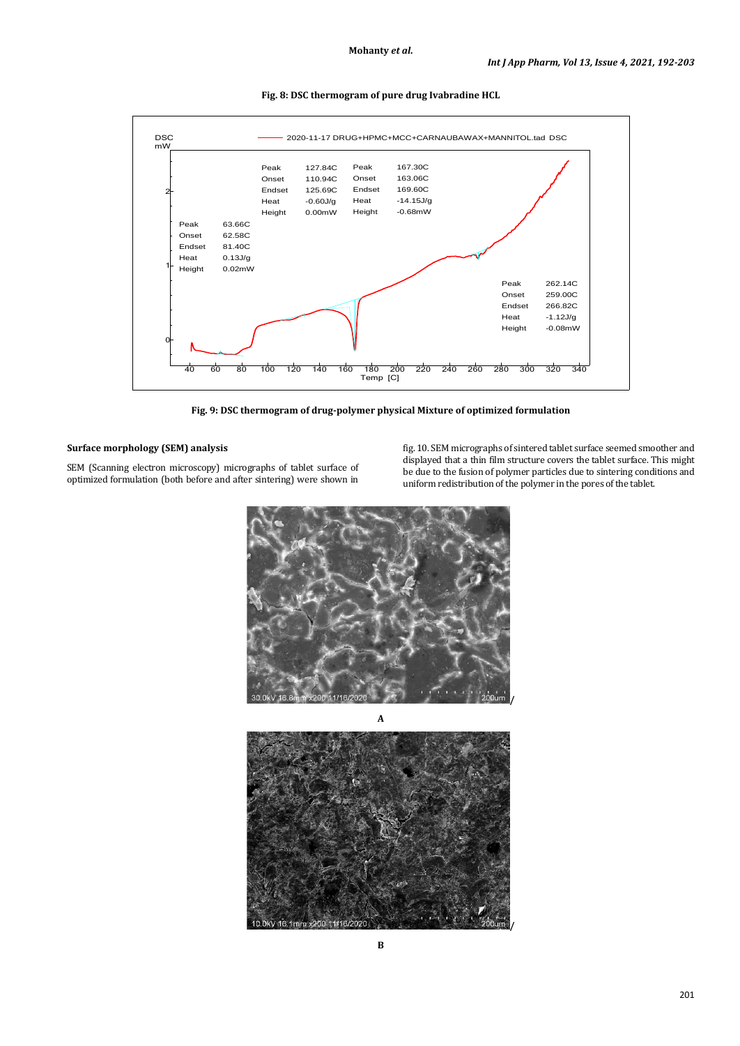Fig. 8: DSC thermogram of pure drug Ivabradine HCL

Fig. 9: DSC thermogram of drug-polymer physical Mixture of optimized formulation

### Surface morphology (SEM) analysis

SEM (Scanning electron microscopy) micrographs of tablet surface of optimized formulation (both before and after sintering) were shown in fig. 10. SEM micrographs of sintered tablet surface seemed smoother and displayed that a thin film structure covers the tablet surface. This might be due to the fusion of polymer particles due to sintering conditions and uniform redistribution of the polymer in the pores of the tablet.

A

B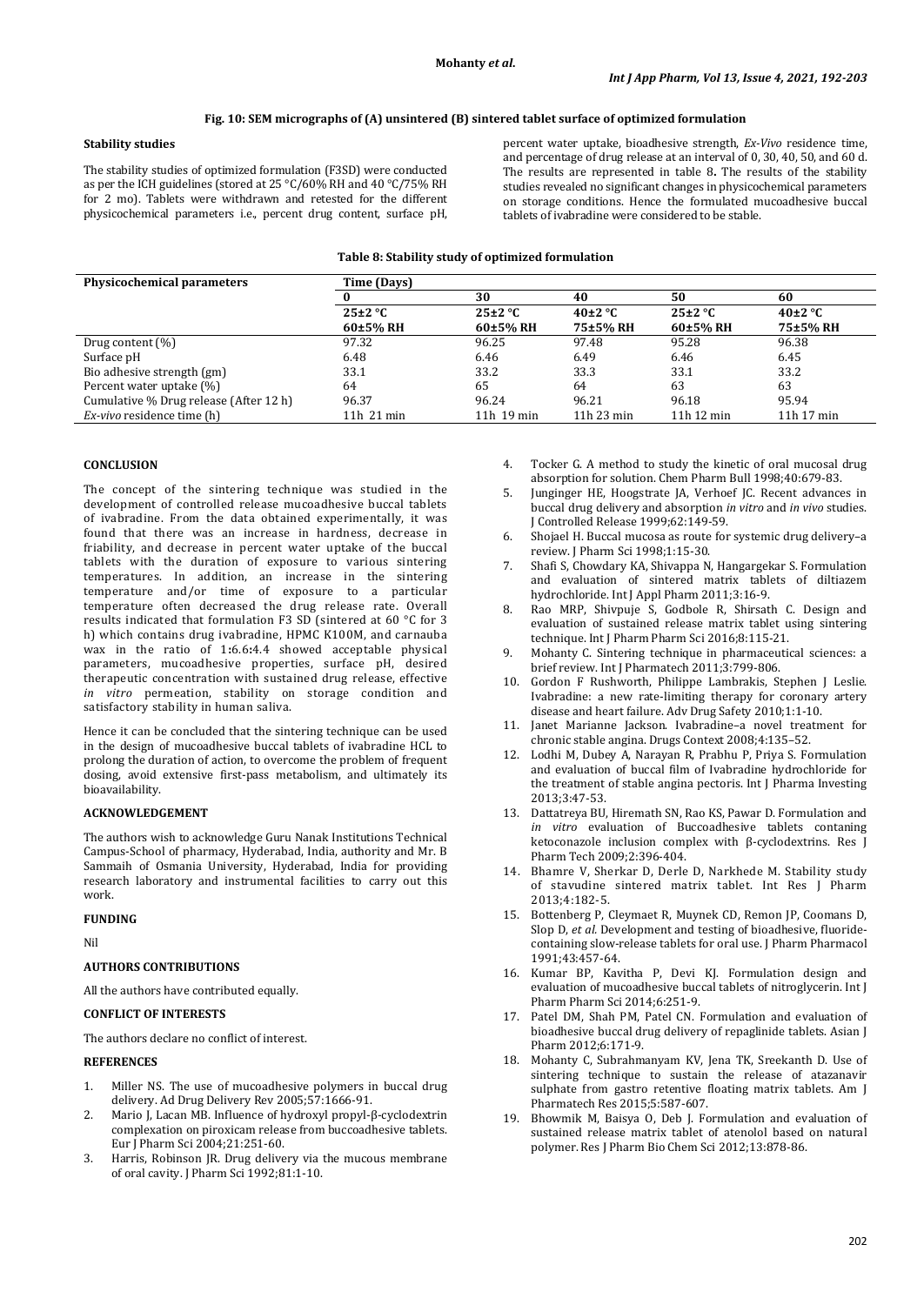**Fig. 10: SEM micrographs of (A) unsintered (B) sintered tablet surface of optimized formulation**

#### Stability studies

The stability studies of optimized formulation (F3SD) were conducted as per the ICH guidelines (stored at 25 °C/60% RH and 40 °C/75% RH for 2 mo). Tablets were withdrawn and retested for the different physicochemical parameters i.e., percent drug content, surface pH, percent water uptake, bioadhesive strength, *Ex-Vivo* residence time, and percentage of drug release at an interval of 0, 30, 40, 50, and 60 d. The results are represented in table 8**.** The results of the stability studies revealed no significant changes in physicochemical parameters on storage conditions. Hence the formulated mucoadhesive buccal tablets of ivabradine were considered to be stable.

**Table 8: Stability study of optimized formulation**

| Physicochemical parameters | Time (Days) | | | | |
|---|---|---|---|---|---|
| | 0 | 30 | 40 | 50 | 60 |
| | 25±2 °C 60±5% RH | 25±2 °C 60±5% RH | 40±2 °C 75±5% RH | 25±2 °C 60±5% RH | 40±2 °C 75±5% RH |
| Drug content (%) | 97.32 | 96.25 | 97.48 | 95.28 | 96.38 |
| Surface pH | 6.48 | 6.46 | 6.49 | 6.46 | 6.45 |
| Bio adhesive strength (gm) | 33.1 | 33.2 | 33.3 | 33.1 | 33.2 |
| Percent water uptake (%) | 64 | 65 | 64 | 63 | 63 |
| Cumulative % Drug release (After 12 h) | 96.37 | 96.24 | 96.21 | 96.18 | 95.94 |
| *Ex-vivo* residence time (h) | 11h 21 min | 11h 19 min | 11h 23 min | 11h 12 min | 11h 17 min |

#### CONCLUSION

The concept of the sintering technique was studied in the development of controlled release mucoadhesive buccal tablets of ivabradine. From the data obtained experimentally, it was found that there was an increase in hardness, decrease in friability, and decrease in percent water uptake of the buccal tablets with the duration of exposure to various sintering temperatures. In addition, an increase in the sintering temperature and/or time of exposure to a particular temperature often decreased the drug release rate. Overall results indicated that formulation F3 SD (sintered at 60 °C for 3 h) which contains drug ivabradine, HPMC K100M, and carnauba wax in the ratio of 1:6.6:4.4 showed acceptable physical parameters, mucoadhesive properties, surface pH, desired therapeutic concentration with sustained drug release, effective *in vitro* permeation, stability on storage condition and satisfactory stability in human saliva.

Hence it can be concluded that the sintering technique can be used in the design of mucoadhesive buccal tablets of ivabradine HCL to prolong the duration of action, to overcome the problem of frequent dosing, avoid extensive first-pass metabolism, and ultimately its bioavailability.

#### ACKNOWLEDGEMENT

The authors wish to acknowledge Guru Nanak Institutions Technical Campus-School of pharmacy, Hyderabad, India, authority and Mr. B Sammaih of Osmania University, Hyderabad, India for providing research laboratory and instrumental facilities to carry out this work.

#### FUNDING

Nil

#### AUTHORS CONTRIBUTIONS

All the authors have contributed equally.

#### CONFLICT OF INTERESTS

The authors declare no conflict of interest.

#### REFERENCES

1. Miller NS. The use of mucoadhesive polymers in buccal drug delivery. Ad Drug Delivery Rev 2005;57:1666-91.
2. Mario J, Lacan MB. Influence of hydroxyl propyl-β-cyclodextrin complexation on piroxicam release from buccoadhesive tablets. Eur J Pharm Sci 2004;21:251-60.
3. Harris, Robinson JR. Drug delivery via the mucous membrane of oral cavity. J Pharm Sci 1992;81:1-10.
4. Tocker G. A method to study the kinetic of oral mucosal drug absorption for solution. Chem Pharm Bull 1998;40:679-83.
5. Junginger HE, Hoogstrate JA, Verhoef JC. Recent advances in buccal drug delivery and absorption *in vitro* and *in vivo* studies. J Controlled Release 1999;62:149-59.
6. Shojael H. Buccal mucosa as route for systemic drug delivery–a review. J Pharm Sci 1998;1:15-30.
7. Shafi S, Chowdary KA, Shivappa N, Hangargekar S. Formulation and evaluation of sintered matrix tablets of diltiazem hydrochloride. Int J Appl Pharm 2011;3:16-9.
8. Rao MRP, Shivpuje S, Godbole R, Shirsath C. Design and evaluation of sustained release matrix tablet using sintering technique. Int J Pharm Pharm Sci 2016;8:115-21.
9. Mohanty C. Sintering technique in pharmaceutical sciences: a brief review. Int J Pharmatech 2011;3:799-806.
10. Gordon F Rushworth, Philippe Lambrakis, Stephen J Leslie. Ivabradine: a new rate-limiting therapy for coronary artery disease and heart failure. Adv Drug Safety 2010;1:1-10.
11. Janet Marianne Jackson. Ivabradine–a novel treatment for chronic stable angina. Drugs Context 2008;4:135–52.
12. Lodhi M, Dubey A, Narayan R, Prabhu P, Priya S. Formulation and evaluation of buccal film of Ivabradine hydrochloride for the treatment of stable angina pectoris. Int J Pharma Investing 2013;3:47-53.
13. Dattatreya BU, Hiremath SN, Rao KS, Pawar D. Formulation and *in vitro* evaluation of Buccoadhesive tablets contaning ketoconazole inclusion complex with β-cyclodextrins. Res J Pharm Tech 2009;2:396-404.
14. Bhamre V, Sherkar D, Derle D, Narkhede M. Stability study of stavudine sintered matrix tablet. Int Res J Pharm 2013;4:182-5.
15. Bottenberg P, Cleymaet R, Muynek CD, Remon JP, Coomans D, Slop D, *et al.* Development and testing of bioadhesive, fluoride-containing slow-release tablets for oral use. J Pharm Pharmacol 1991;43:457-64.
16. Kumar BP, Kavitha P, Devi KJ. Formulation design and evaluation of mucoadhesive buccal tablets of nitroglycerin. Int J Pharm Pharm Sci 2014;6:251-9.
17. Patel DM, Shah PM, Patel CN. Formulation and evaluation of bioadhesive buccal drug delivery of repaglinide tablets. Asian J Pharm 2012;6:171-9.
18. Mohanty C, Subrahmanyam KV, Jena TK, Sreekanth D. Use of sintering technique to sustain the release of atazanavir sulphate from gastro retentive floating matrix tablets. Am J Pharmatech Res 2015;5:587-607.
19. Bhowmik M, Baisya O, Deb J. Formulation and evaluation of sustained release matrix tablet of atenolol based on natural polymer. Res J Pharm Bio Chem Sci 2012;13:878-86.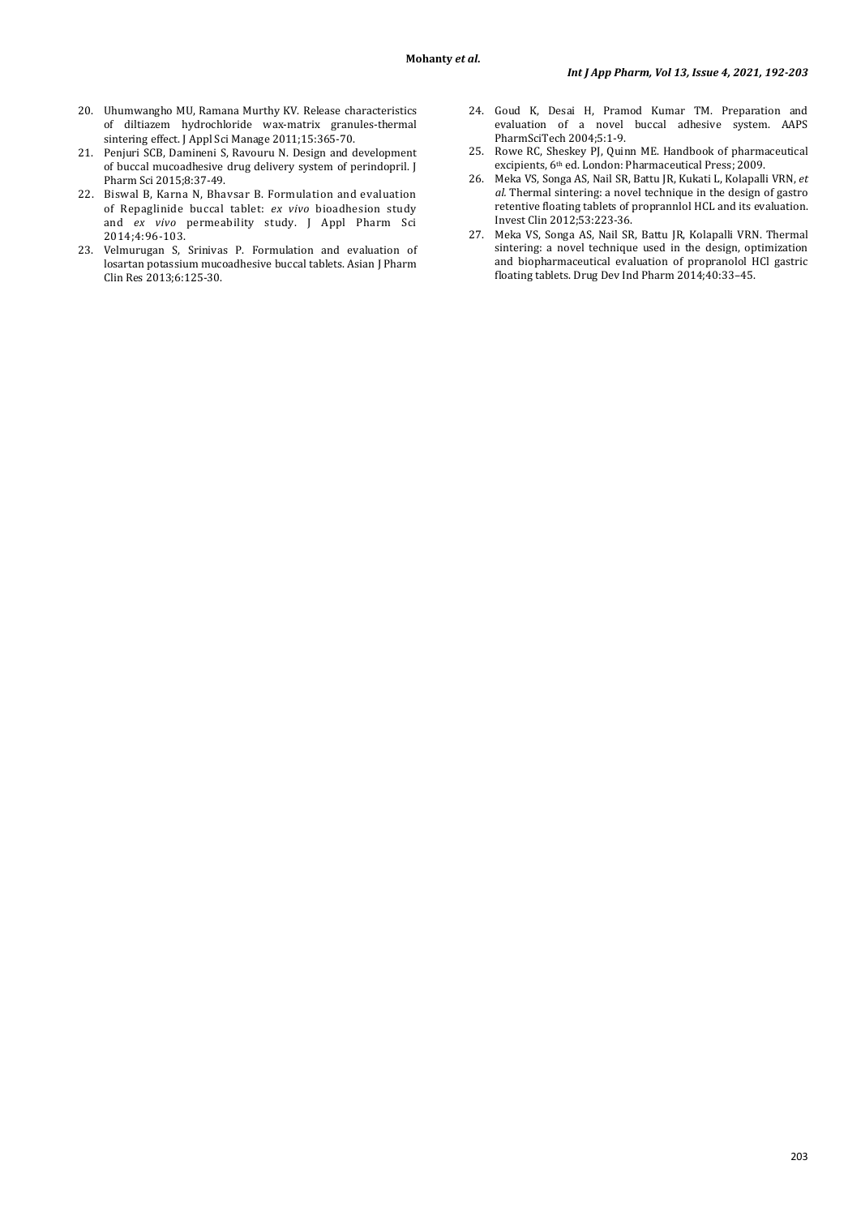20. Uhumwangho MU, Ramana Murthy KV. Release characteristics of diltiazem hydrochloride wax-matrix granules-thermal sintering effect. J Appl Sci Manage 2011;15:365-70.
21. Penjuri SCB, Damineni S, Ravouru N. Design and development of buccal mucoadhesive drug delivery system of perindopril. J Pharm Sci 2015;8:37-49.
22. Biswal B, Karna N, Bhavsar B. Formulation and evaluation of Repaglinide buccal tablet: *ex vivo* bioadhesion study and *ex vivo* permeability study. J Appl Pharm Sci 2014;4:96-103.
23. Velmurugan S, Srinivas P. Formulation and evaluation of losartan potassium mucoadhesive buccal tablets. Asian J Pharm Clin Res 2013;6:125-30.
24. Goud K, Desai H, Pramod Kumar TM. Preparation and evaluation of a novel buccal adhesive system. AAPS PharmSciTech 2004;5:1-9.
25. Rowe RC, Sheskey PJ, Quinn ME. Handbook of pharmaceutical excipients, 6th ed. London: Pharmaceutical Press; 2009.
26. Meka VS, Songa AS, Nail SR, Battu JR, Kukati L, Kolapalli VRN, *et al*. Thermal sintering: a novel technique in the design of gastro retentive floating tablets of proprannlol HCL and its evaluation. Invest Clin 2012;53:223-36.
27. Meka VS, Songa AS, Nail SR, Battu JR, Kolapalli VRN. Thermal sintering: a novel technique used in the design, optimization and biopharmaceutical evaluation of propranolol HCl gastric floating tablets. Drug Dev Ind Pharm 2014;40:33–45.